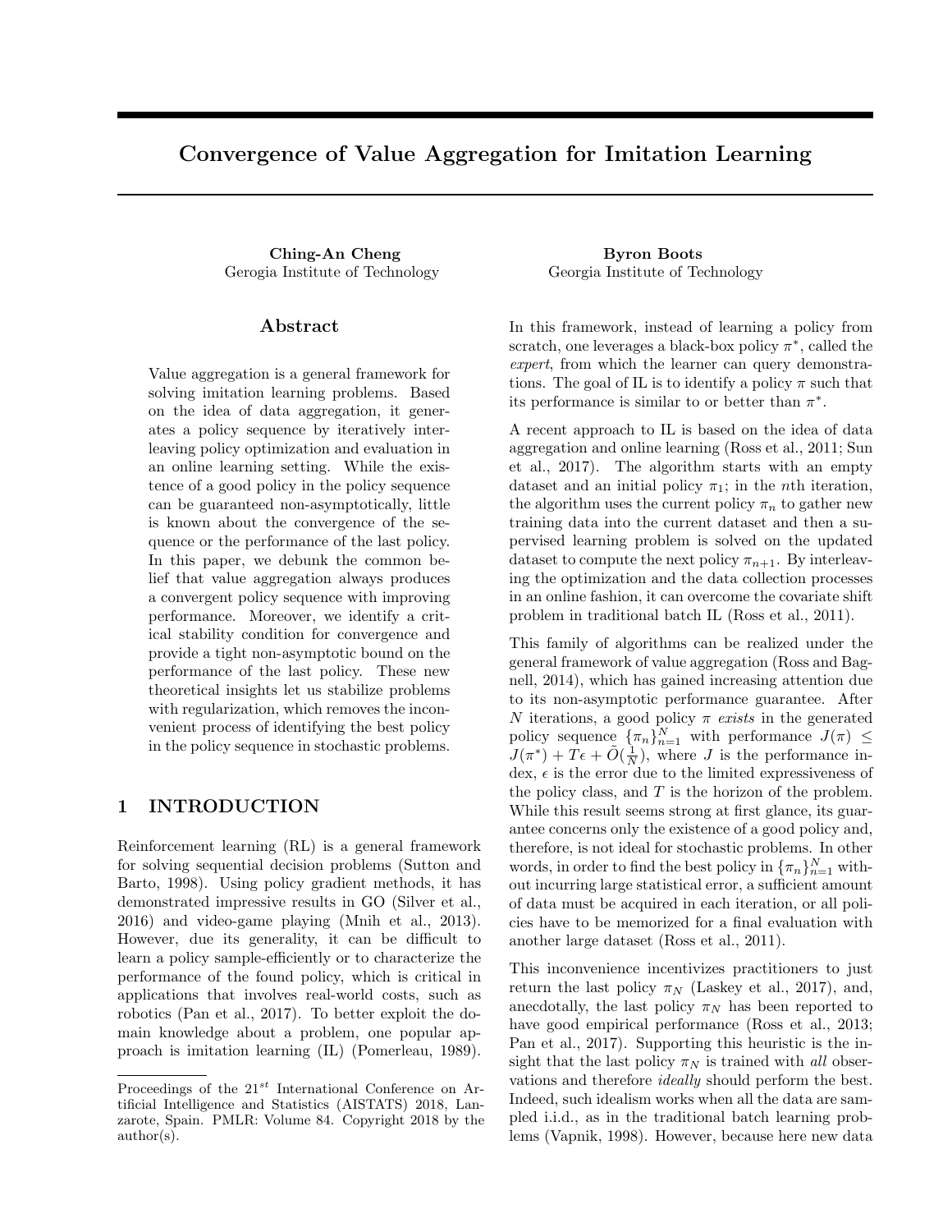# Convergence of Value Aggregation for Imitation Learning

**Ching-An Cheng**
Gerogia Institute of Technology

**Byron Boots**
Georgia Institute of Technology

## Abstract

Value aggregation is a general framework for solving imitation learning problems. Based on the idea of data aggregation, it generates a policy sequence by iteratively interleaving policy optimization and evaluation in an online learning setting. While the existence of a good policy in the policy sequence can be guaranteed non-asymptotically, little is known about the convergence of the sequence or the performance of the last policy. In this paper, we debunk the common belief that value aggregation always produces a convergent policy sequence with improving performance. Moreover, we identify a critical stability condition for convergence and provide a tight non-asymptotic bound on the performance of the last policy. These new theoretical insights let us stabilize problems with regularization, which removes the inconvenient process of identifying the best policy in the policy sequence in stochastic problems.

## 1 INTRODUCTION

Reinforcement learning (RL) is a general framework for solving sequential decision problems (Sutton and Barto, 1998). Using policy gradient methods, it has demonstrated impressive results in GO (Silver et al., 2016) and video-game playing (Mnih et al., 2013). However, due its generality, it can be difficult to learn a policy sample-efficiently or to characterize the performance of the found policy, which is critical in applications that involves real-world costs, such as robotics (Pan et al., 2017). To better exploit the domain knowledge about a problem, one popular approach is imitation learning (IL) (Pomerleau, 1989). In this framework, instead of learning a policy from scratch, one leverages a black-box policy $\pi^*$, called the *expert*, from which the learner can query demonstrations. The goal of IL is to identify a policy $\pi$ such that its performance is similar to or better than $\pi^*$.

A recent approach to IL is based on the idea of data aggregation and online learning (Ross et al., 2011; Sun et al., 2017). The algorithm starts with an empty dataset and an initial policy $\pi_1$; in the $n$th iteration, the algorithm uses the current policy $\pi_n$ to gather new training data into the current dataset and then a supervised learning problem is solved on the updated dataset to compute the next policy $\pi_{n+1}$. By interleaving the optimization and the data collection processes in an online fashion, it can overcome the covariate shift problem in traditional batch IL (Ross et al., 2011).

This family of algorithms can be realized under the general framework of value aggregation (Ross and Bagnell, 2014), which has gained increasing attention due to its non-asymptotic performance guarantee. After $N$ iterations, a good policy $\pi$ *exists* in the generated policy sequence $\{\pi_n\}_{n=1}^N$ with performance $J(\pi) \leq J(\pi^*) + T\epsilon + \tilde{O}(\frac{1}{N})$, where $J$ is the performance index, $\epsilon$ is the error due to the limited expressiveness of the policy class, and $T$ is the horizon of the problem. While this result seems strong at first glance, its guarantee concerns only the existence of a good policy and, therefore, is not ideal for stochastic problems. In other words, in order to find the best policy in $\{\pi_n\}_{n=1}^N$ without incurring large statistical error, a sufficient amount of data must be acquired in each iteration, or all policies have to be memorized for a final evaluation with another large dataset (Ross et al., 2011).

This inconvenience incentivizes practitioners to just return the last policy $\pi_N$ (Laskey et al., 2017), and, anecdotally, the last policy $\pi_N$ has been reported to have good empirical performance (Ross et al., 2013; Pan et al., 2017). Supporting this heuristic is the insight that the last policy $\pi_N$ is trained with *all* observations and therefore *ideally* should perform the best. Indeed, such idealism works when all the data are sampled i.i.d., as in the traditional batch learning problems (Vapnik, 1998). However, because here new data

Proceedings of the 21[st] International Conference on Artificial Intelligence and Statistics (AISTATS) 2018, Lanzarote, Spain. PMLR: Volume 84. Copyright 2018 by the author(s).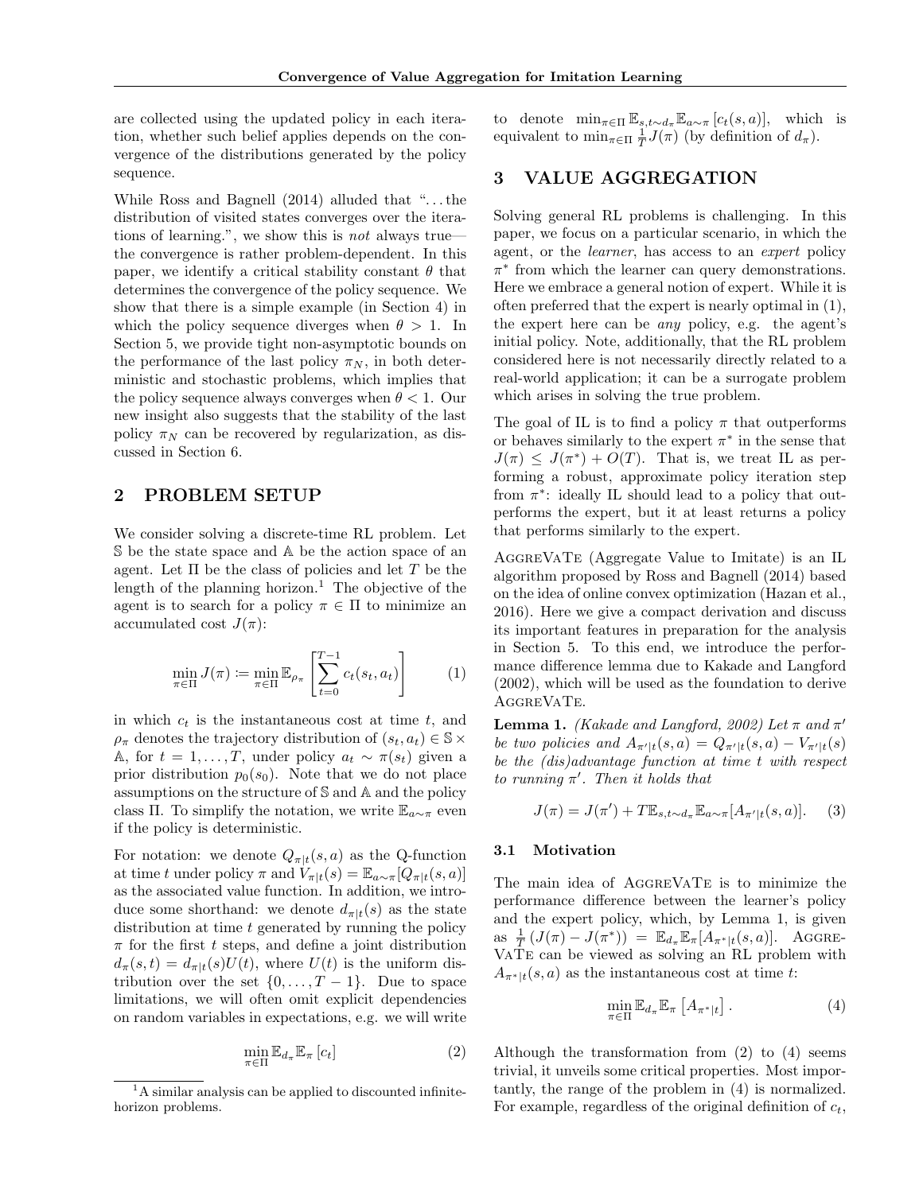are collected using the updated policy in each iteration, whether such belief applies depends on the convergence of the distributions generated by the policy sequence.

While Ross and Bagnell (2014) alluded that "...the distribution of visited states converges over the iterations of learning.", we show this is *not* always true—the convergence is rather problem-dependent. In this paper, we identify a critical stability constant $\theta$ that determines the convergence of the policy sequence. We show that there is a simple example (in Section 4) in which the policy sequence diverges when $\theta > 1$. In Section 5, we provide tight non-asymptotic bounds on the performance of the last policy $\pi_N$, in both deterministic and stochastic problems, which implies that the policy sequence always converges when $\theta < 1$. Our new insight also suggests that the stability of the last policy $\pi_N$ can be recovered by regularization, as discussed in Section 6.

## 2 PROBLEM SETUP

We consider solving a discrete-time RL problem. Let $\mathbb{S}$ be the state space and $\mathbb{A}$ be the action space of an agent. Let $\Pi$ be the class of policies and let $T$ be the length of the planning horizon.[1] The objective of the agent is to search for a policy $\pi \in \Pi$ to minimize an accumulated cost $J(\pi)$:

$$\min_{\pi \in \Pi} J(\pi) \coloneqq \min_{\pi \in \Pi} \mathbb{E}_{\rho_\pi} \left[ \sum_{t=0}^{T-1} c_t(s_t, a_t) \right] \tag{1}$$

in which $c_t$ is the instantaneous cost at time $t$, and $\rho_\pi$ denotes the trajectory distribution of $(s_t, a_t) \in \mathbb{S} \times \mathbb{A}$, for $t = 1, \dots, T$, under policy $a_t \sim \pi(s_t)$ given a prior distribution $p_0(s_0)$. Note that we do not place assumptions on the structure of $\mathbb{S}$ and $\mathbb{A}$ and the policy class $\Pi$. To simplify the notation, we write $\mathbb{E}_{a \sim \pi}$ even if the policy is deterministic.

For notation: we denote $Q_{\pi|t}(s, a)$ as the Q-function at time $t$ under policy $\pi$ and $V_{\pi|t}(s) = \mathbb{E}_{a \sim \pi}[Q_{\pi|t}(s, a)]$ as the associated value function. In addition, we introduce some shorthand: we denote $d_{\pi|t}(s)$ as the state distribution at time $t$ generated by running the policy $\pi$ for the first $t$ steps, and define a joint distribution $d_\pi(s, t) = d_{\pi|t}(s)U(t)$, where $U(t)$ is the uniform distribution over the set $\{0, \dots, T-1\}$. Due to space limitations, we will often omit explicit dependencies on random variables in expectations, e.g. we will write

$$\min_{\pi \in \Pi} \mathbb{E}_{d_\pi} \mathbb{E}_\pi \left[ c_t \right] \tag{2}$$

to denote $\min_{\pi \in \Pi} \mathbb{E}_{s,t \sim d_\pi} \mathbb{E}_{a \sim \pi} \left[ c_t(s, a) \right]$, which is equivalent to $\min_{\pi \in \Pi} \frac{1}{T} J(\pi)$ (by definition of $d_\pi$).

[1] A similar analysis can be applied to discounted infinite-horizon problems.

## 3 VALUE AGGREGATION

Solving general RL problems is challenging. In this paper, we focus on a particular scenario, in which the agent, or the *learner*, has access to an *expert* policy $\pi^*$ from which the learner can query demonstrations. Here we embrace a general notion of expert. While it is often preferred that the expert is nearly optimal in (1), the expert here can be *any* policy, e.g. the agent's initial policy. Note, additionally, that the RL problem considered here is not necessarily directly related to a real-world application; it can be a surrogate problem which arises in solving the true problem.

The goal of IL is to find a policy $\pi$ that outperforms or behaves similarly to the expert $\pi^*$ in the sense that $J(\pi) \leq J(\pi^*) + O(T)$. That is, we treat IL as performing a robust, approximate policy iteration step from $\pi^*$: ideally IL should lead to a policy that outperforms the expert, but it at least returns a policy that performs similarly to the expert.

AggreVaTe (Aggregate Value to Imitate) is an IL algorithm proposed by Ross and Bagnell (2014) based on the idea of online convex optimization (Hazan et al., 2016). Here we give a compact derivation and discuss its important features in preparation for the analysis in Section 5. To this end, we introduce the performance difference lemma due to Kakade and Langford (2002), which will be used as the foundation to derive AggreVaTe.

**Lemma 1.** *(Kakade and Langford, 2002) Let $\pi$ and $\pi'$ be two policies and $A_{\pi'|t}(s, a) = Q_{\pi'|t}(s, a) - V_{\pi'|t}(s)$ be the (dis)advantage function at time $t$ with respect to running $\pi'$. Then it holds that*

$$J(\pi) = J(\pi') + T\mathbb{E}_{s,t \sim d_\pi} \mathbb{E}_{a \sim \pi}[A_{\pi'|t}(s, a)]. \tag{3}$$

### 3.1 Motivation

The main idea of AggreVaTe is to minimize the performance difference between the learner's policy and the expert policy, which, by Lemma 1, is given as $\frac{1}{T}(J(\pi) - J(\pi^*)) = \mathbb{E}_{d_\pi} \mathbb{E}_\pi [A_{\pi^*|t}(s, a)]$. AggreVaTe can be viewed as solving an RL problem with $A_{\pi^*|t}(s, a)$ as the instantaneous cost at time $t$:

$$\min_{\pi \in \Pi} \mathbb{E}_{d_\pi} \mathbb{E}_\pi \left[ A_{\pi^*|t} \right]. \tag{4}$$

Although the transformation from (2) to (4) seems trivial, it unveils some critical properties. Most importantly, the range of the problem in (4) is normalized. For example, regardless of the original definition of $c_t$,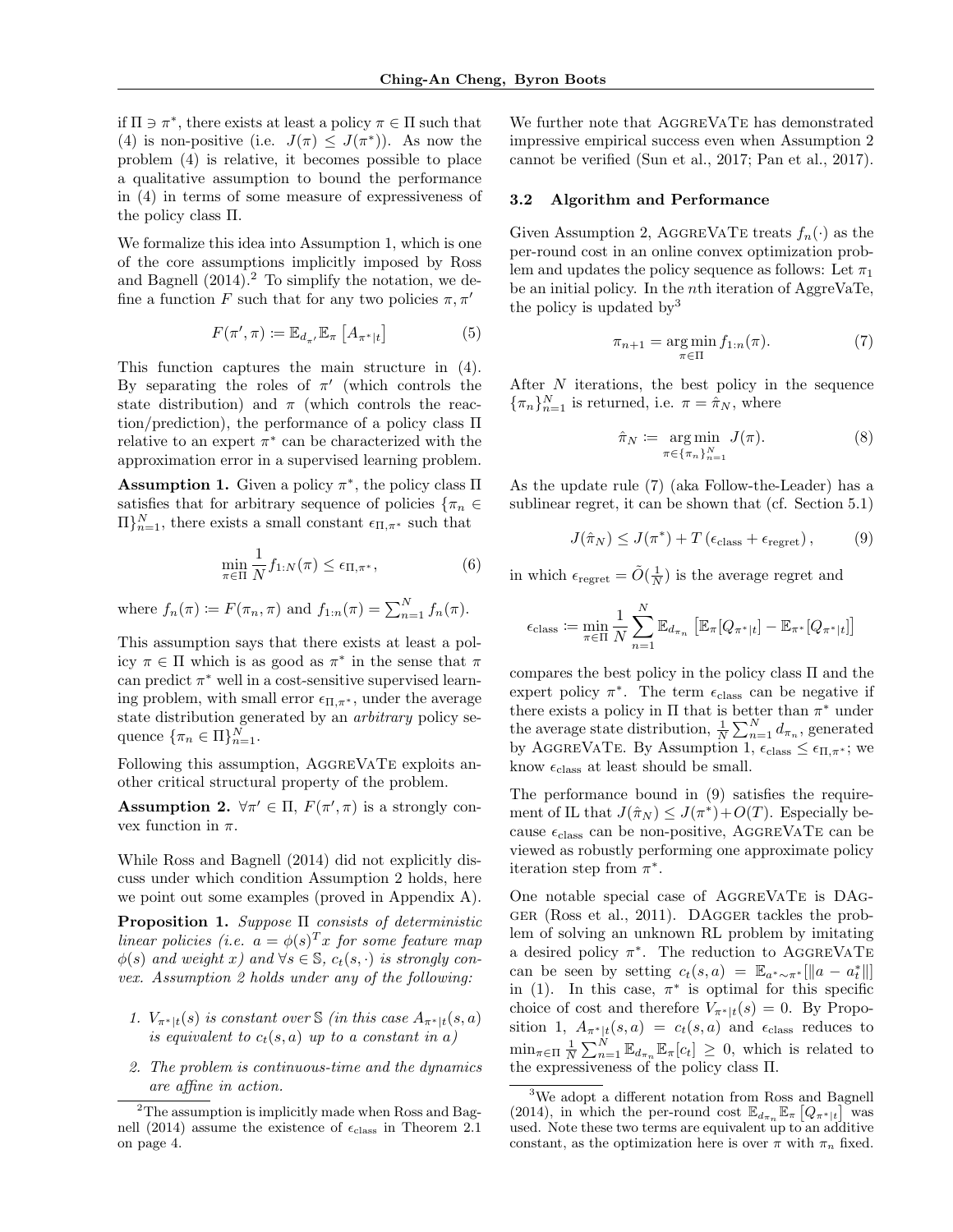if $\Pi \ni \pi^*$, there exists at least a policy $\pi \in \Pi$ such that (4) is non-positive (i.e. $J(\pi) \leq J(\pi^*)$). As now the problem (4) is relative, it becomes possible to place a qualitative assumption to bound the performance in (4) in terms of some measure of expressiveness of the policy class $\Pi$.

We formalize this idea into Assumption 1, which is one of the core assumptions implicitly imposed by Ross and Bagnell (2014).[2] To simplify the notation, we define a function $F$ such that for any two policies $\pi, \pi'$

$$F(\pi', \pi) := \mathbb{E}_{d_{\pi'}} \mathbb{E}_{\pi} \left[ A_{\pi^*|t} \right] \tag{5}$$

This function captures the main structure in (4). By separating the roles of $\pi'$ (which controls the state distribution) and $\pi$ (which controls the reaction/prediction), the performance of a policy class $\Pi$ relative to an expert $\pi^*$ can be characterized with the approximation error in a supervised learning problem.

**Assumption 1.** Given a policy $\pi^*$, the policy class $\Pi$ satisfies that for arbitrary sequence of policies $\{\pi_n \in \Pi\}_{n=1}^N$, there exists a small constant $\epsilon_{\Pi,\pi^*}$ such that

$$\min_{\pi \in \Pi} \frac{1}{N} f_{1:N}(\pi) \leq \epsilon_{\Pi,\pi^*}, \tag{6}$$

where $f_n(\pi) := F(\pi_n, \pi)$ and $f_{1:n}(\pi) = \sum_{n=1}^N f_n(\pi)$.

This assumption says that there exists at least a policy $\pi \in \Pi$ which is as good as $\pi^*$ in the sense that $\pi$ can predict $\pi^*$ well in a cost-sensitive supervised learning problem, with small error $\epsilon_{\Pi,\pi^*}$, under the average state distribution generated by an *arbitrary* policy sequence $\{\pi_n \in \Pi\}_{n=1}^N$.

Following this assumption, AggreVaTe exploits another critical structural property of the problem.

**Assumption 2.** $\forall \pi' \in \Pi$, $F(\pi', \pi)$ is a strongly convex function in $\pi$.

While Ross and Bagnell (2014) did not explicitly discuss under which condition Assumption 2 holds, here we point out some examples (proved in Appendix A).

**Proposition 1.** *Suppose $\Pi$ consists of deterministic linear policies (i.e. $a = \phi(s)^T x$ for some feature map $\phi(s)$ and weight $x$) and $\forall s \in \mathbb{S}$, $c_t(s, \cdot)$ is strongly convex. Assumption 2 holds under any of the following:*

1. *$V_{\pi^*|t}(s)$ is constant over $\mathbb{S}$ (in this case $A_{\pi^*|t}(s, a)$ is equivalent to $c_t(s, a)$ up to a constant in $a$)*
2. *The problem is continuous-time and the dynamics are affine in action.*

We further note that AggreVaTe has demonstrated impressive empirical success even when Assumption 2 cannot be verified (Sun et al., 2017; Pan et al., 2017).

### 3.2 Algorithm and Performance

Given Assumption 2, AggreVaTe treats $f_n(\cdot)$ as the per-round cost in an online convex optimization problem and updates the policy sequence as follows: Let $\pi_1$ be an initial policy. In the $n$th iteration of AggreVaTe, the policy is updated by[3]

$$\pi_{n+1} = \arg\min_{\pi \in \Pi} f_{1:n}(\pi). \tag{7}$$

After $N$ iterations, the best policy in the sequence $\{\pi_n\}_{n=1}^N$ is returned, i.e. $\pi = \hat{\pi}_N$, where

$$\hat{\pi}_N := \arg\min_{\pi \in \{\pi_n\}_{n=1}^N} J(\pi). \tag{8}$$

As the update rule (7) (aka Follow-the-Leader) has a sublinear regret, it can be shown that (cf. Section 5.1)

$$J(\hat{\pi}_N) \leq J(\pi^*) + T\left(\epsilon_{\text{class}} + \epsilon_{\text{regret}}\right), \tag{9}$$

in which $\epsilon_{\text{regret}} = \tilde{O}(\frac{1}{N})$ is the average regret and

$$\epsilon_{\text{class}} := \min_{\pi \in \Pi} \frac{1}{N} \sum_{n=1}^N \mathbb{E}_{d_{\pi_n}} \left[ \mathbb{E}_{\pi}[Q_{\pi^*|t}] - \mathbb{E}_{\pi^*}[Q_{\pi^*|t}] \right]$$

compares the best policy in the policy class $\Pi$ and the expert policy $\pi^*$. The term $\epsilon_{\text{class}}$ can be negative if there exists a policy in $\Pi$ that is better than $\pi^*$ under the average state distribution, $\frac{1}{N}\sum_{n=1}^N d_{\pi_n}$, generated by AggreVaTe. By Assumption 1, $\epsilon_{\text{class}} \leq \epsilon_{\Pi,\pi^*}$; we know $\epsilon_{\text{class}}$ at least should be small.

The performance bound in (9) satisfies the requirement of IL that $J(\hat{\pi}_N) \leq J(\pi^*) + O(T)$. Especially because $\epsilon_{\text{class}}$ can be non-positive, AggreVaTe can be viewed as robustly performing one approximate policy iteration step from $\pi^*$.

One notable special case of AggreVaTe is DAgger (Ross et al., 2011). DAgger tackles the problem of solving an unknown RL problem by imitating a desired policy $\pi^*$. The reduction to AggreVaTe can be seen by setting $c_t(s, a) = \mathbb{E}_{a^* \sim \pi^*}[\|a - a_t^*\|]$ in (1). In this case, $\pi^*$ is optimal for this specific choice of cost and therefore $V_{\pi^*|t}(s) = 0$. By Proposition 1, $A_{\pi^*|t}(s, a) = c_t(s, a)$ and $\epsilon_{\text{class}}$ reduces to $\min_{\pi \in \Pi} \frac{1}{N} \sum_{n=1}^N \mathbb{E}_{d_{\pi_n}} \mathbb{E}_{\pi}[c_t] \geq 0$, which is related to the expressiveness of the policy class $\Pi$.

[2] The assumption is implicitly made when Ross and Bagnell (2014) assume the existence of $\epsilon_{\text{class}}$ in Theorem 2.1 on page 4.

[3] We adopt a different notation from Ross and Bagnell (2014), in which the per-round cost $\mathbb{E}_{d_{\pi_n}} \mathbb{E}_{\pi}\left[Q_{\pi^*|t}\right]$ was used. Note these two terms are equivalent up to an additive constant, as the optimization here is over $\pi$ with $\pi_n$ fixed.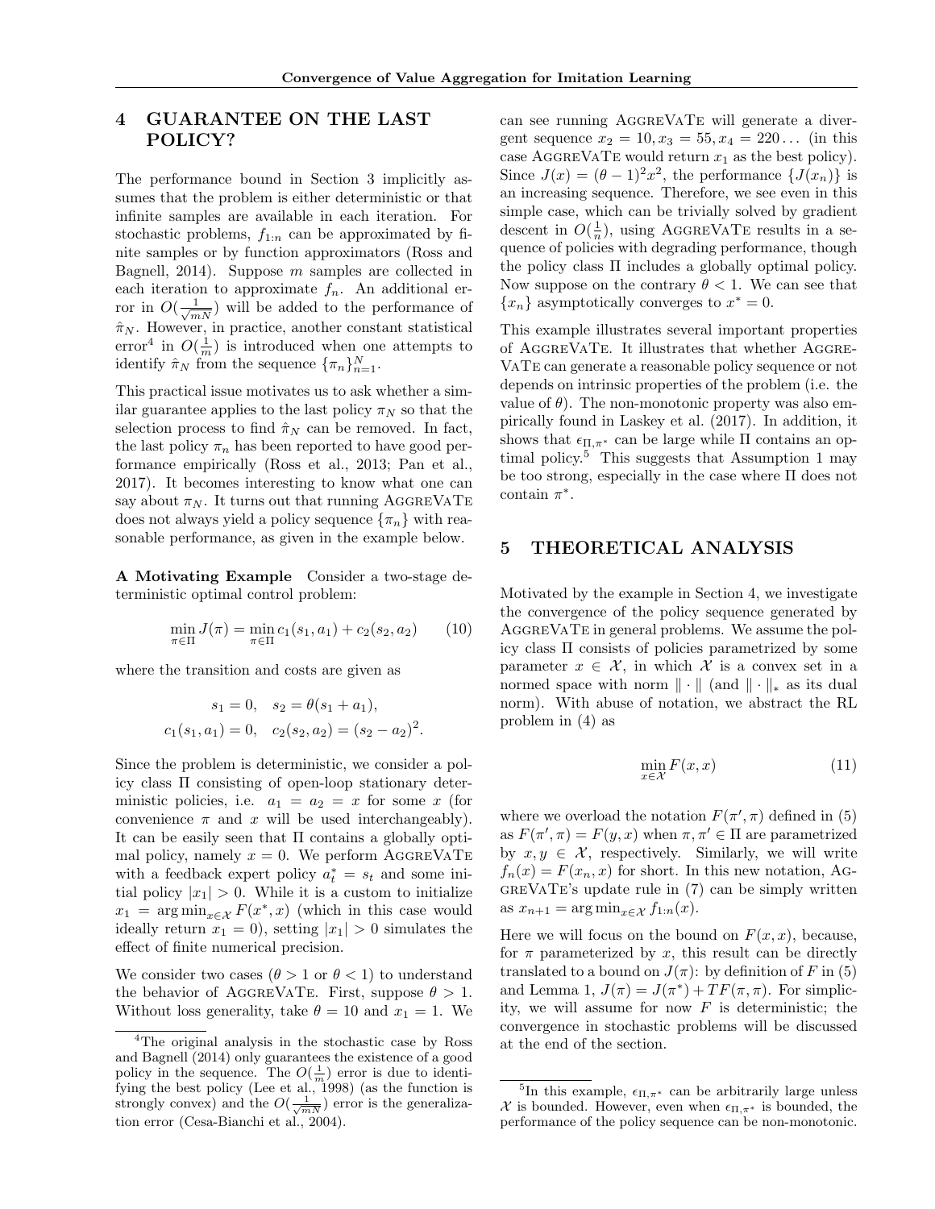## 4 GUARANTEE ON THE LAST POLICY?

The performance bound in Section 3 implicitly assumes that the problem is either deterministic or that infinite samples are available in each iteration. For stochastic problems, $f_{1:n}$ can be approximated by finite samples or by function approximators (Ross and Bagnell, 2014). Suppose $m$ samples are collected in each iteration to approximate $f_n$. An additional error in $O(\frac{1}{\sqrt{mN}})$ will be added to the performance of $\hat{\pi}_N$. However, in practice, another constant statistical error[4] in $O(\frac{1}{m})$ is introduced when one attempts to identify $\hat{\pi}_N$ from the sequence $\{\pi_n\}_{n=1}^N$.

This practical issue motivates us to ask whether a similar guarantee applies to the last policy $\pi_N$ so that the selection process to find $\hat{\pi}_N$ can be removed. In fact, the last policy $\pi_n$ has been reported to have good performance empirically (Ross et al., 2013; Pan et al., 2017). It becomes interesting to know what one can say about $\pi_N$. It turns out that running AggreVaTe does not always yield a policy sequence $\{\pi_n\}$ with reasonable performance, as given in the example below.

**A Motivating Example** Consider a two-stage deterministic optimal control problem:

$$\min_{\pi \in \Pi} J(\pi) = \min_{\pi \in \Pi} c_1(s_1, a_1) + c_2(s_2, a_2) \qquad (10)$$

where the transition and costs are given as

$$s_1 = 0, \quad s_2 = \theta(s_1 + a_1),$$
$$c_1(s_1, a_1) = 0, \quad c_2(s_2, a_2) = (s_2 - a_2)^2.$$

Since the problem is deterministic, we consider a policy class $\Pi$ consisting of open-loop stationary deterministic policies, i.e. $a_1 = a_2 = x$ for some $x$ (for convenience $\pi$ and $x$ will be used interchangeably). It can be easily seen that $\Pi$ contains a globally optimal policy, namely $x = 0$. We perform AggreVaTe with a feedback expert policy $a_t^* = s_t$ and some initial policy $|x_1| > 0$. While it is a custom to initialize $x_1 = \arg\min_{x \in \mathcal{X}} F(x^*, x)$ (which in this case would ideally return $x_1 = 0$), setting $|x_1| > 0$ simulates the effect of finite numerical precision.

We consider two cases ($\theta > 1$ or $\theta < 1$) to understand the behavior of AggreVaTe. First, suppose $\theta > 1$. Without loss generality, take $\theta = 10$ and $x_1 = 1$. We can see running AggreVaTe will generate a divergent sequence $x_2 = 10, x_3 = 55, x_4 = 220 \ldots$ (in this case AggreVaTe would return $x_1$ as the best policy). Since $J(x) = (\theta - 1)^2 x^2$, the performance $\{J(x_n)\}$ is an increasing sequence. Therefore, we see even in this simple case, which can be trivially solved by gradient descent in $O(\frac{1}{n})$, using AggreVaTe results in a sequence of policies with degrading performance, though the policy class $\Pi$ includes a globally optimal policy. Now suppose on the contrary $\theta < 1$. We can see that $\{x_n\}$ asymptotically converges to $x^* = 0$.

This example illustrates several important properties of AggreVaTe. It illustrates that whether AggreVaTe can generate a reasonable policy sequence or not depends on intrinsic properties of the problem (i.e. the value of $\theta$). The non-monotonic property was also empirically found in Laskey et al. (2017). In addition, it shows that $\epsilon_{\Pi,\pi^*}$ can be large while $\Pi$ contains an optimal policy.[5] This suggests that Assumption 1 may be too strong, especially in the case where $\Pi$ does not contain $\pi^*$.

## 5 THEORETICAL ANALYSIS

Motivated by the example in Section 4, we investigate the convergence of the policy sequence generated by AggreVaTe in general problems. We assume the policy class $\Pi$ consists of policies parametrized by some parameter $x \in \mathcal{X}$, in which $\mathcal{X}$ is a convex set in a normed space with norm $\|\cdot\|$ (and $\|\cdot\|_*$ as its dual norm). With abuse of notation, we abstract the RL problem in (4) as

$$\min_{x \in \mathcal{X}} F(x, x) \qquad (11)$$

where we overload the notation $F(\pi', \pi)$ defined in (5) as $F(\pi', \pi) = F(y, x)$ when $\pi, \pi' \in \Pi$ are parametrized by $x, y \in \mathcal{X}$, respectively. Similarly, we will write $f_n(x) = F(x_n, x)$ for short. In this new notation, AggreVaTe's update rule in (7) can be simply written as $x_{n+1} = \arg\min_{x \in \mathcal{X}} f_{1:n}(x)$.

Here we will focus on the bound on $F(x, x)$, because, for $\pi$ parameterized by $x$, this result can be directly translated to a bound on $J(\pi)$: by definition of $F$ in (5) and Lemma 1, $J(\pi) = J(\pi^*) + TF(\pi, \pi)$. For simplicity, we will assume for now $F$ is deterministic; the convergence in stochastic problems will be discussed at the end of the section.

---

[4] The original analysis in the stochastic case by Ross and Bagnell (2014) only guarantees the existence of a good policy in the sequence. The $O(\frac{1}{m})$ error is due to identifying the best policy (Lee et al., 1998) (as the function is strongly convex) and the $O(\frac{1}{\sqrt{mN}})$ error is the generalization error (Cesa-Bianchi et al., 2004).

[5] In this example, $\epsilon_{\Pi,\pi^*}$ can be arbitrarily large unless $\mathcal{X}$ is bounded. However, even when $\epsilon_{\Pi,\pi^*}$ is bounded, the performance of the policy sequence can be non-monotonic.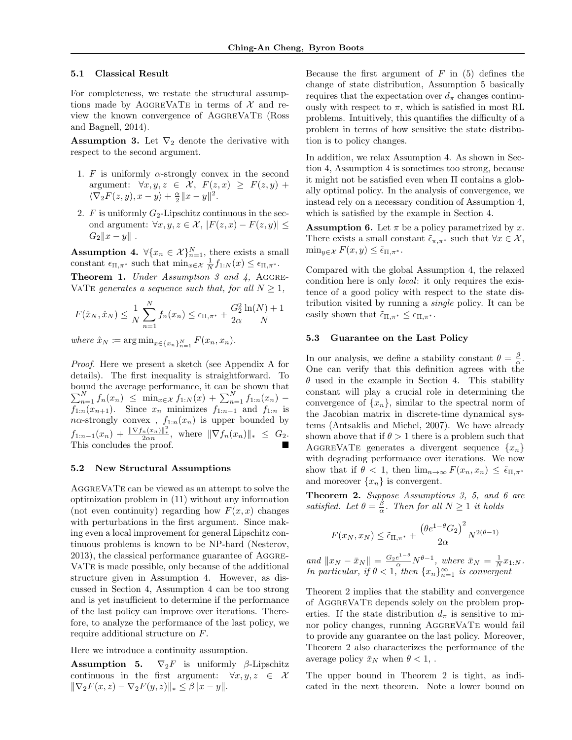### 5.1 Classical Result

For completeness, we restate the structural assumptions made by AGGREVATE in terms of $\mathcal{X}$ and review the known convergence of AGGREVATE (Ross and Bagnell, 2014).

**Assumption 3.** Let $\nabla_2$ denote the derivative with respect to the second argument.

1. $F$ is uniformly $\alpha$-strongly convex in the second argument: $\forall x, y, z \in \mathcal{X}$, $F(z,x) \geq F(z,y) + \langle \nabla_2 F(z,y), x-y \rangle + \frac{\alpha}{2}\|x-y\|^2$.
2. $F$ is uniformly $G_2$-Lipschitz continuous in the second argument: $\forall x, y, z \in \mathcal{X}$, $|F(z,x) - F(z,y)| \leq G_2 \|x-y\|$ .

**Assumption 4.** $\forall \{x_n \in \mathcal{X}\}_{n=1}^N$, there exists a small constant $\epsilon_{\Pi,\pi^*}$ such that $\min_{x\in\mathcal{X}} \frac{1}{N} f_{1:N}(x) \leq \epsilon_{\Pi,\pi^*}$.

**Theorem 1.** *Under Assumption 3 and 4, AGGREVATE generates a sequence such that, for all $N \geq 1$,*

$$F(\hat{x}_N, \hat{x}_N) \leq \frac{1}{N}\sum_{n=1}^N f_n(x_n) \leq \epsilon_{\Pi,\pi^*} + \frac{G_2^2}{2\alpha}\frac{\ln(N)+1}{N}$$

*where $\hat{x}_N := \arg\min_{x\in\{x_n\}_{n=1}^N} F(x_n, x_n)$.*

*Proof.* Here we present a sketch (see Appendix A for details). The first inequality is straightforward. To bound the average performance, it can be shown that $\sum_{n=1}^N f_n(x_n) \leq \min_{x\in\mathcal{X}} f_{1:N}(x) + \sum_{n=1}^N f_{1:n}(x_n) - f_{1:n}(x_{n+1})$. Since $x_n$ minimizes $f_{1:n-1}$ and $f_{1:n}$ is $n\alpha$-strongly convex , $f_{1:n}(x_n)$ is upper bounded by $f_{1:n-1}(x_n) + \frac{\|\nabla f_n(x_n)\|_*^2}{2\alpha n}$, where $\|\nabla f_n(x_n)\|_* \leq G_2$. This concludes the proof. ■

### 5.2 New Structural Assumptions

AGGREVATE can be viewed as an attempt to solve the optimization problem in (11) without any information (not even continuity) regarding how $F(x,x)$ changes with perturbations in the first argument. Since making even a local improvement for general Lipschitz continuous problems is known to be NP-hard (Nesterov, 2013), the classical performance guarantee of AGGREVATE is made possible, only because of the additional structure given in Assumption 4. However, as discussed in Section 4, Assumption 4 can be too strong and is yet insufficient to determine if the performance of the last policy can improve over iterations. Therefore, to analyze the performance of the last policy, we require additional structure on $F$.

Here we introduce a continuity assumption.

**Assumption 5.** $\nabla_2 F$ is uniformly $\beta$-Lipschitz continuous in the first argument: $\forall x, y, z \in \mathcal{X}$ $\|\nabla_2 F(x,z) - \nabla_2 F(y,z)\|_* \leq \beta\|x-y\|$.

Because the first argument of $F$ in (5) defines the change of state distribution, Assumption 5 basically requires that the expectation over $d_\pi$ changes continuously with respect to $\pi$, which is satisfied in most RL problems. Intuitively, this quantifies the difficulty of a problem in terms of how sensitive the state distribution is to policy changes.

In addition, we relax Assumption 4. As shown in Section 4, Assumption 4 is sometimes too strong, because it might not be satisfied even when $\Pi$ contains a globally optimal policy. In the analysis of convergence, we instead rely on a necessary condition of Assumption 4, which is satisfied by the example in Section 4.

**Assumption 6.** Let $\pi$ be a policy parametrized by $x$. There exists a small constant $\tilde{\epsilon}_{\pi,\pi^*}$ such that $\forall x \in \mathcal{X}$, $\min_{y\in\mathcal{X}} F(x,y) \leq \tilde{\epsilon}_{\Pi,\pi^*}$.

Compared with the global Assumption 4, the relaxed condition here is only *local*: it only requires the existence of a good policy with respect to the state distribution visited by running a *single* policy. It can be easily shown that $\tilde{\epsilon}_{\Pi,\pi^*} \leq \epsilon_{\Pi,\pi^*}$.

### 5.3 Guarantee on the Last Policy

In our analysis, we define a stability constant $\theta = \frac{\beta}{\alpha}$. One can verify that this definition agrees with the $\theta$ used in the example in Section 4. This stability constant will play a crucial role in determining the convergence of $\{x_n\}$, similar to the spectral norm of the Jacobian matrix in discrete-time dynamical systems (Antsaklis and Michel, 2007). We have already shown above that if $\theta > 1$ there is a problem such that AGGREVATE generates a divergent sequence $\{x_n\}$ with degrading performance over iterations. We now show that if $\theta < 1$, then $\lim_{n\to\infty} F(x_n, x_n) \leq \tilde{\epsilon}_{\Pi,\pi^*}$ and moreover $\{x_n\}$ is convergent.

**Theorem 2.** *Suppose Assumptions 3, 5, and 6 are satisfied. Let $\theta = \frac{\beta}{\alpha}$. Then for all $N \geq 1$ it holds*

$$F(x_N, x_N) \leq \tilde{\epsilon}_{\Pi,\pi^*} + \frac{\left(\theta e^{1-\theta} G_2\right)^2}{2\alpha} N^{2(\theta-1)}$$

*and $\|x_N - \bar{x}_N\| = \frac{G_2 e^{1-\theta}}{\alpha} N^{\theta-1}$, where $\bar{x}_N = \frac{1}{N}x_{1:N}$. In particular, if $\theta < 1$, then $\{x_n\}_{n=1}^\infty$ is convergent*

Theorem 2 implies that the stability and convergence of AGGREVATE depends solely on the problem properties. If the state distribution $d_\pi$ is sensitive to minor policy changes, running AGGREVATE would fail to provide any guarantee on the last policy. Moreover, Theorem 2 also characterizes the performance of the average policy $\bar{x}_N$ when $\theta < 1$, .

The upper bound in Theorem 2 is tight, as indicated in the next theorem. Note a lower bound on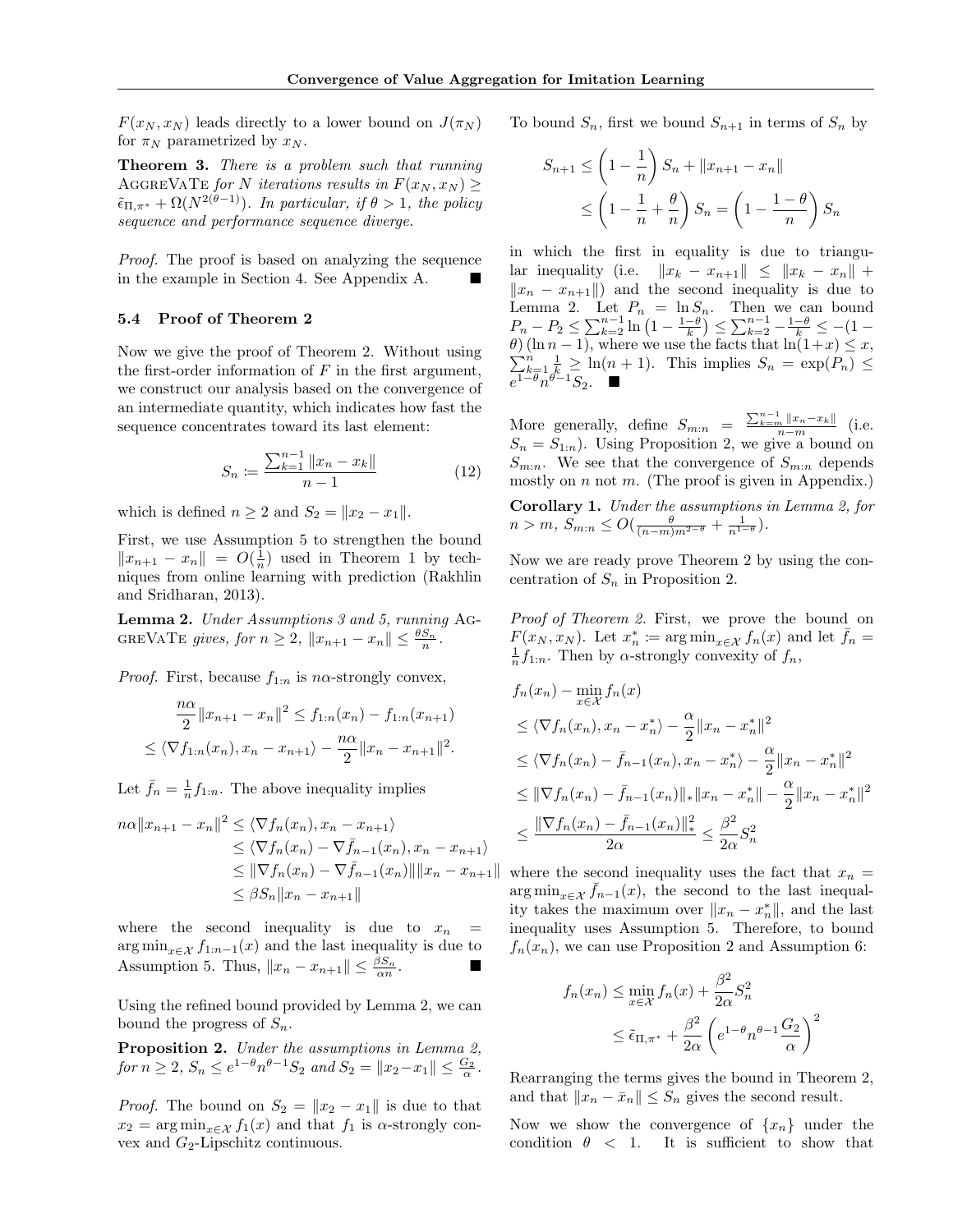$F(x_N, x_N)$ leads directly to a lower bound on $J(\pi_N)$ for $\pi_N$ parametrized by $x_N$.

**Theorem 3.** *There is a problem such that running* AGGREVATE *for $N$ iterations results in $F(x_N, x_N) \geq \tilde{\epsilon}_{\Pi,\pi^*} + \Omega(N^{2(\theta-1)})$. In particular, if $\theta > 1$, the policy sequence and performance sequence diverge.*

*Proof.* The proof is based on analyzing the sequence in the example in Section 4. See Appendix A. ■

### 5.4 Proof of Theorem 2

Now we give the proof of Theorem 2. Without using the first-order information of $F$ in the first argument, we construct our analysis based on the convergence of an intermediate quantity, which indicates how fast the sequence concentrates toward its last element:

$$S_n := \frac{\sum_{k=1}^{n-1} \|x_n - x_k\|}{n-1} \tag{12}$$

which is defined $n \geq 2$ and $S_2 = \|x_2 - x_1\|$.

First, we use Assumption 5 to strengthen the bound $\|x_{n+1} - x_n\| = O(\frac{1}{n})$ used in Theorem 1 by techniques from online learning with prediction (Rakhlin and Sridharan, 2013).

**Lemma 2.** *Under Assumptions 3 and 5, running* AGGREVATE *gives, for $n \geq 2$, $\|x_{n+1} - x_n\| \leq \frac{\theta S_n}{n}$.*

*Proof.* First, because $f_{1:n}$ is $n\alpha$-strongly convex,

$$\begin{aligned}
&\frac{n\alpha}{2}\|x_{n+1} - x_n\|^2 \leq f_{1:n}(x_n) - f_{1:n}(x_{n+1}) \\
&\leq \langle \nabla f_{1:n}(x_n), x_n - x_{n+1}\rangle - \frac{n\alpha}{2}\|x_n - x_{n+1}\|^2.
\end{aligned}$$

Let $\bar{f}_n = \frac{1}{n} f_{1:n}$. The above inequality implies

$$\begin{aligned}
n\alpha\|x_{n+1} - x_n\|^2 &\leq \langle \nabla f_n(x_n), x_n - x_{n+1}\rangle \\
&\leq \langle \nabla f_n(x_n) - \nabla \bar{f}_{n-1}(x_n), x_n - x_{n+1}\rangle \\
&\leq \|\nabla f_n(x_n) - \nabla \bar{f}_{n-1}(x_n)\|\|x_n - x_{n+1}\| \\
&\leq \beta S_n \|x_n - x_{n+1}\|
\end{aligned}$$

where the second inequality is due to $x_n = \arg\min_{x\in\mathcal{X}} f_{1:n-1}(x)$ and the last inequality is due to Assumption 5. Thus, $\|x_n - x_{n+1}\| \leq \frac{\beta S_n}{\alpha n}$. ■

Using the refined bound provided by Lemma 2, we can bound the progress of $S_n$.

**Proposition 2.** *Under the assumptions in Lemma 2, for $n \geq 2$, $S_n \leq e^{1-\theta} n^{\theta-1} S_2$ and $S_2 = \|x_2 - x_1\| \leq \frac{G_2}{\alpha}$.*

*Proof.* The bound on $S_2 = \|x_2 - x_1\|$ is due to that $x_2 = \arg\min_{x\in\mathcal{X}} f_1(x)$ and that $f_1$ is $\alpha$-strongly convex and $G_2$-Lipschitz continuous.

To bound $S_n$, first we bound $S_{n+1}$ in terms of $S_n$ by

$$\begin{aligned}
S_{n+1} &\leq \left(1 - \frac{1}{n}\right) S_n + \|x_{n+1} - x_n\| \\
&\leq \left(1 - \frac{1}{n} + \frac{\theta}{n}\right) S_n = \left(1 - \frac{1-\theta}{n}\right) S_n
\end{aligned}$$

in which the first in equality is due to triangular inequality (i.e. $\|x_k - x_{n+1}\| \leq \|x_k - x_n\| + \|x_n - x_{n+1}\|$) and the second inequality is due to Lemma 2. Let $P_n = \ln S_n$. Then we can bound $P_n - P_2 \leq \sum_{k=2}^{n-1} \ln\left(1 - \frac{1-\theta}{k}\right) \leq \sum_{k=2}^{n-1} -\frac{1-\theta}{k} \leq -(1-\theta)(\ln n - 1)$, where we use the facts that $\ln(1+x) \leq x$, $\sum_{k=1}^{n} \frac{1}{k} \geq \ln(n+1)$. This implies $S_n = \exp(P_n) \leq e^{1-\theta} n^{\theta-1} S_2$. ■

More generally, define $S_{m:n} = \frac{\sum_{k=m}^{n-1} \|x_n - x_k\|}{n-m}$ (i.e. $S_n = S_{1:n}$). Using Proposition 2, we give a bound on $S_{m:n}$. We see that the convergence of $S_{m:n}$ depends mostly on $n$ not $m$. (The proof is given in Appendix.)

**Corollary 1.** *Under the assumptions in Lemma 2, for $n > m$, $S_{m:n} \leq O(\frac{\theta}{(n-m)m^{2-\theta}} + \frac{1}{n^{1-\theta}})$.*

Now we are ready prove Theorem 2 by using the concentration of $S_n$ in Proposition 2.

*Proof of Theorem 2.* First, we prove the bound on $F(x_N, x_N)$. Let $x_n^* := \arg\min_{x\in\mathcal{X}} f_n(x)$ and let $\bar{f}_n = \frac{1}{n} f_{1:n}$. Then by $\alpha$-strongly convexity of $f_n$,

$$\begin{aligned}
&f_n(x_n) - \min_{x\in\mathcal{X}} f_n(x) \\
&\leq \langle \nabla f_n(x_n), x_n - x_n^*\rangle - \frac{\alpha}{2}\|x_n - x_n^*\|^2 \\
&\leq \langle \nabla f_n(x_n) - \bar{f}_{n-1}(x_n), x_n - x_n^*\rangle - \frac{\alpha}{2}\|x_n - x_n^*\|^2 \\
&\leq \|\nabla f_n(x_n) - \bar{f}_{n-1}(x_n)\|_* \|x_n - x_n^*\| - \frac{\alpha}{2}\|x_n - x_n^*\|^2 \\
&\leq \frac{\|\nabla f_n(x_n) - \bar{f}_{n-1}(x_n)\|_*^2}{2\alpha} \leq \frac{\beta^2}{2\alpha} S_n^2
\end{aligned}$$

where the second inequality uses the fact that $x_n = \arg\min_{x\in\mathcal{X}} \bar{f}_{n-1}(x)$, the second to the last inequality takes the maximum over $\|x_n - x_n^*\|$, and the last inequality uses Assumption 5. Therefore, to bound $f_n(x_n)$, we can use Proposition 2 and Assumption 6:

$$\begin{aligned}
f_n(x_n) &\leq \min_{x\in\mathcal{X}} f_n(x) + \frac{\beta^2}{2\alpha} S_n^2 \\
&\leq \tilde{\epsilon}_{\Pi,\pi^*} + \frac{\beta^2}{2\alpha}\left(e^{1-\theta} n^{\theta-1} \frac{G_2}{\alpha}\right)^2
\end{aligned}$$

Rearranging the terms gives the bound in Theorem 2, and that $\|x_n - \bar{x}_n\| \leq S_n$ gives the second result.

Now we show the convergence of $\{x_n\}$ under the condition $\theta < 1$. It is sufficient to show that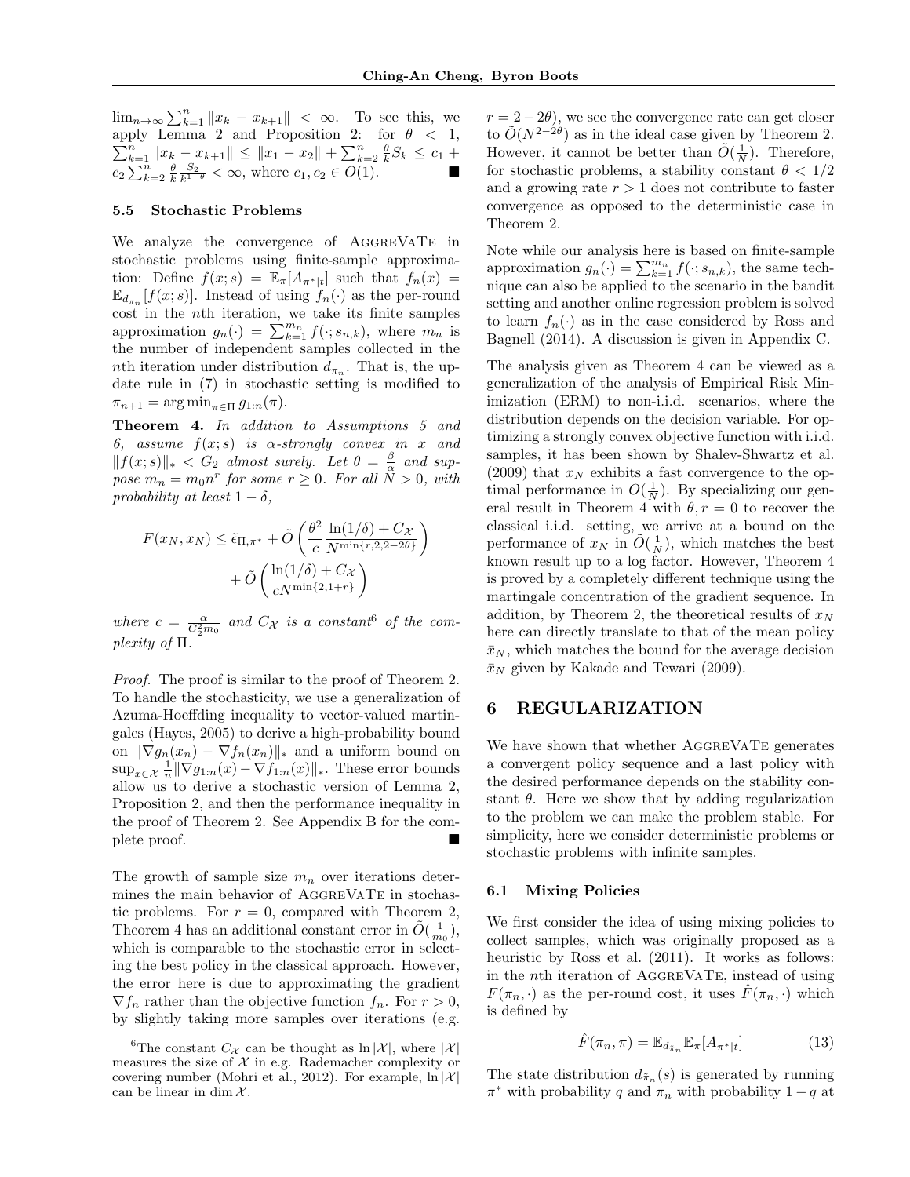$\lim_{n\to\infty} \sum_{k=1}^{n} \|x_k - x_{k+1}\| < \infty$. To see this, we apply Lemma 2 and Proposition 2: for $\theta < 1$, $\sum_{k=1}^{n} \|x_k - x_{k+1}\| \leq \|x_1 - x_2\| + \sum_{k=2}^{n} \frac{\theta}{k} S_k \leq c_1 + c_2 \sum_{k=2}^{n} \frac{\theta}{k} \frac{S_2}{k^{1-\theta}} < \infty$, where $c_1, c_2 \in O(1)$. ■

### 5.5 Stochastic Problems

We analyze the convergence of AGGREVATE in stochastic problems using finite-sample approximation: Define $f(x; s) = \mathbb{E}_{\pi}[A_{\pi^*|t}]$ such that $f_n(x) = \mathbb{E}_{d_{\pi_n}}[f(x; s)]$. Instead of using $f_n(\cdot)$ as the per-round cost in the $n$th iteration, we take its finite samples approximation $g_n(\cdot) = \sum_{k=1}^{m_n} f(\cdot; s_{n,k})$, where $m_n$ is the number of independent samples collected in the $n$th iteration under distribution $d_{\pi_n}$. That is, the update rule in (7) in stochastic setting is modified to $\pi_{n+1} = \arg\min_{\pi \in \Pi} g_{1:n}(\pi)$.

**Theorem 4.** *In addition to Assumptions 5 and 6, assume $f(x; s)$ is $\alpha$-strongly convex in $x$ and $\|f(x; s)\|_* < G_2$ almost surely. Let $\theta = \frac{\beta}{\alpha}$ and suppose $m_n = m_0 n^r$ for some $r \geq 0$. For all $N > 0$, with probability at least $1 - \delta$,*

$$F(x_N, x_N) \leq \tilde{\epsilon}_{\Pi,\pi^*} + \tilde{O}\left(\frac{\theta^2}{c} \frac{\ln(1/\delta) + C_{\mathcal{X}}}{N^{\min\{r,2,2-2\theta\}}}\right) + \tilde{O}\left(\frac{\ln(1/\delta) + C_{\mathcal{X}}}{cN^{\min\{2,1+r\}}}\right)$$

*where $c = \frac{\alpha}{G_2^2 m_0}$ and $C_{\mathcal{X}}$ is a constant*[6] *of the complexity of $\Pi$.*

*Proof.* The proof is similar to the proof of Theorem 2. To handle the stochasticity, we use a generalization of Azuma-Hoeffding inequality to vector-valued martingales (Hayes, 2005) to derive a high-probability bound on $\|\nabla g_n(x_n) - \nabla f_n(x_n)\|_*$ and a uniform bound on $\sup_{x \in \mathcal{X}} \frac{1}{n} \|\nabla g_{1:n}(x) - \nabla f_{1:n}(x)\|_*$. These error bounds allow us to derive a stochastic version of Lemma 2, Proposition 2, and then the performance inequality in the proof of Theorem 2. See Appendix B for the complete proof. ■

The growth of sample size $m_n$ over iterations determines the main behavior of AGGREVATE in stochastic problems. For $r = 0$, compared with Theorem 2, Theorem 4 has an additional constant error in $\tilde{O}(\frac{1}{m_0})$, which is comparable to the stochastic error in selecting the best policy in the classical approach. However, the error here is due to approximating the gradient $\nabla f_n$ rather than the objective function $f_n$. For $r > 0$, by slightly taking more samples over iterations (e.g. $r = 2 - 2\theta$), we see the convergence rate can get closer to $\tilde{O}(N^{2-2\theta})$ as in the ideal case given by Theorem 2. However, it cannot be better than $\tilde{O}(\frac{1}{N})$. Therefore, for stochastic problems, a stability constant $\theta < 1/2$ and a growing rate $r > 1$ does not contribute to faster convergence as opposed to the deterministic case in Theorem 2.

Note while our analysis here is based on finite-sample approximation $g_n(\cdot) = \sum_{k=1}^{m_n} f(\cdot; s_{n,k})$, the same technique can also be applied to the scenario in the bandit setting and another online regression problem is solved to learn $f_n(\cdot)$ as in the case considered by Ross and Bagnell (2014). A discussion is given in Appendix C.

The analysis given as Theorem 4 can be viewed as a generalization of the analysis of Empirical Risk Minimization (ERM) to non-i.i.d. scenarios, where the distribution depends on the decision variable. For optimizing a strongly convex objective function with i.i.d. samples, it has been shown by Shalev-Shwartz et al. (2009) that $x_N$ exhibits a fast convergence to the optimal performance in $O(\frac{1}{N})$. By specializing our general result in Theorem 4 with $\theta, r = 0$ to recover the classical i.i.d. setting, we arrive at a bound on the performance of $x_N$ in $\tilde{O}(\frac{1}{N})$, which matches the best known result up to a log factor. However, Theorem 4 is proved by a completely different technique using the martingale concentration of the gradient sequence. In addition, by Theorem 2, the theoretical results of $x_N$ here can directly translate to that of the mean policy $\bar{x}_N$, which matches the bound for the average decision $\bar{x}_N$ given by Kakade and Tewari (2009).

## 6 REGULARIZATION

We have shown that whether AGGREVATE generates a convergent policy sequence and a last policy with the desired performance depends on the stability constant $\theta$. Here we show that by adding regularization to the problem we can make the problem stable. For simplicity, here we consider deterministic problems or stochastic problems with infinite samples.

### 6.1 Mixing Policies

We first consider the idea of using mixing policies to collect samples, which was originally proposed as a heuristic by Ross et al. (2011). It works as follows: in the $n$th iteration of AGGREVATE, instead of using $F(\pi_n, \cdot)$ as the per-round cost, it uses $\hat{F}(\pi_n, \cdot)$ which is defined by

$$\hat{F}(\pi_n, \pi) = \mathbb{E}_{d_{\tilde{\pi}_n}} \mathbb{E}_{\pi}[A_{\pi^*|t}] \tag{13}$$

The state distribution $d_{\tilde{\pi}_n}(s)$ is generated by running $\pi^*$ with probability $q$ and $\pi_n$ with probability $1 - q$ at

[6] The constant $C_{\mathcal{X}}$ can be thought as $\ln |\mathcal{X}|$, where $|\mathcal{X}|$ measures the size of $\mathcal{X}$ in e.g. Rademacher complexity or covering number (Mohri et al., 2012). For example, $\ln |\mathcal{X}|$ can be linear in $\dim \mathcal{X}$.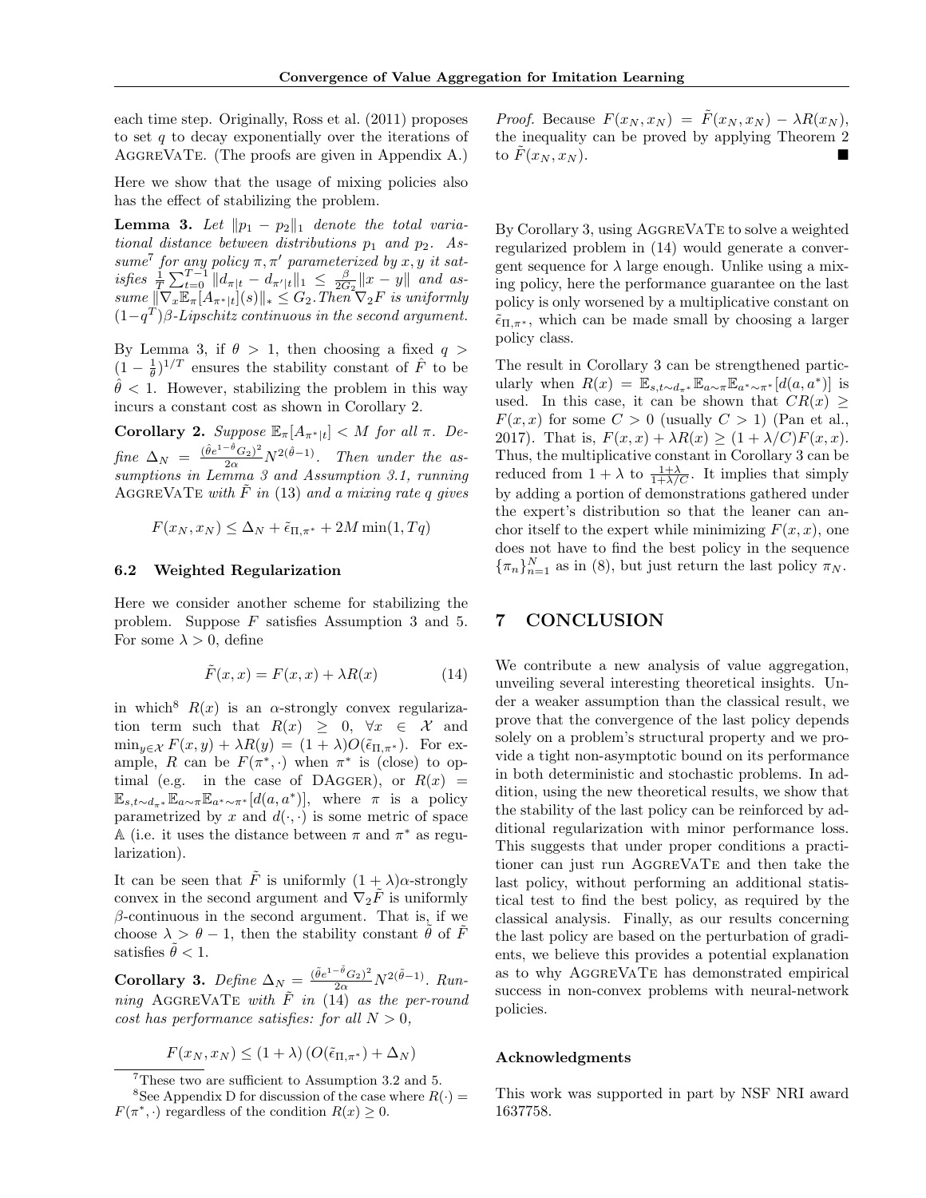each time step. Originally, Ross et al. (2011) proposes to set $q$ to decay exponentially over the iterations of AggreVaTe. (The proofs are given in Appendix A.)

Here we show that the usage of mixing policies also has the effect of stabilizing the problem.

**Lemma 3.** *Let $\|p_1 - p_2\|_1$ denote the total variational distance between distributions $p_1$ and $p_2$. Assume*[7] *for any policy $\pi, \pi'$ parameterized by $x, y$ it satisfies $\frac{1}{T}\sum_{t=0}^{T-1} \|d_{\pi|t} - d_{\pi'|t}\|_1 \leq \frac{\beta}{2G_2}\|x - y\|$ and assume $\|\nabla_x \mathbb{E}_\pi[A_{\pi^*|t}](s)\|_* \leq G_2$. Then $\nabla_2 F$ is uniformly $(1-q^T)\beta$-Lipschitz continuous in the second argument.*

By Lemma 3, if $\theta > 1$, then choosing a fixed $q > (1 - \frac{1}{\theta})^{1/T}$ ensures the stability constant of $\hat{F}$ to be $\hat{\theta} < 1$. However, stabilizing the problem in this way incurs a constant cost as shown in Corollary 2.

**Corollary 2.** *Suppose $\mathbb{E}_\pi[A_{\pi^*|t}] < M$ for all $\pi$. Define $\Delta_N = \frac{(\hat{\theta}e^{1-\hat{\theta}}G_2)^2}{2\alpha}N^{2(\hat{\theta}-1)}$. Then under the assumptions in Lemma 3 and Assumption 3.1, running AggreVaTe with $\tilde{F}$ in (13) and a mixing rate $q$ gives*

$$F(x_N, x_N) \leq \Delta_N + \tilde{\epsilon}_{\Pi,\pi^*} + 2M\min(1, Tq)$$

### 6.2 Weighted Regularization

Here we consider another scheme for stabilizing the problem. Suppose $F$ satisfies Assumption 3 and 5. For some $\lambda > 0$, define

$$\tilde{F}(x, x) = F(x, x) + \lambda R(x) \tag{14}$$

in which[8] $R(x)$ is an $\alpha$-strongly convex regularization term such that $R(x) \geq 0$, $\forall x \in \mathcal{X}$ and $\min_{y\in\mathcal{X}} F(x, y) + \lambda R(y) = (1 + \lambda)O(\tilde{\epsilon}_{\Pi,\pi^*})$. For example, $R$ can be $F(\pi^*, \cdot)$ when $\pi^*$ is (close) to optimal (e.g. in the case of DAgger), or $R(x) = \mathbb{E}_{s,t\sim d_{\pi^*}}\mathbb{E}_{a\sim\pi}\mathbb{E}_{a^*\sim\pi^*}[d(a, a^*)]$, where $\pi$ is a policy parametrized by $x$ and $d(\cdot, \cdot)$ is some metric of space $\mathbb{A}$ (i.e. it uses the distance between $\pi$ and $\pi^*$ as regularization).

It can be seen that $\tilde{F}$ is uniformly $(1 + \lambda)\alpha$-strongly convex in the second argument and $\nabla_2\tilde{F}$ is uniformly $\beta$-continuous in the second argument. That is, if we choose $\lambda > \theta - 1$, then the stability constant $\tilde{\theta}$ of $\tilde{F}$ satisfies $\tilde{\theta} < 1$.

**Corollary 3.** *Define $\Delta_N = \frac{(\tilde{\theta}e^{1-\hat{\theta}}G_2)^2}{2\alpha}N^{2(\tilde{\theta}-1)}$. Running AggreVaTe with $\tilde{F}$ in (14) as the per-round cost has performance satisfies: for all $N > 0$,*

$$F(x_N, x_N) \leq (1 + \lambda)\left(O(\tilde{\epsilon}_{\Pi,\pi^*}) + \Delta_N\right)$$

*Proof.* Because $F(x_N, x_N) = \tilde{F}(x_N, x_N) - \lambda R(x_N)$, the inequality can be proved by applying Theorem 2 to $\tilde{F}(x_N, x_N)$. ■

By Corollary 3, using AggreVaTe to solve a weighted regularized problem in (14) would generate a convergent sequence for $\lambda$ large enough. Unlike using a mixing policy, here the performance guarantee on the last policy is only worsened by a multiplicative constant on $\tilde{\epsilon}_{\Pi,\pi^*}$, which can be made small by choosing a larger policy class.

The result in Corollary 3 can be strengthened particularly when $R(x) = \mathbb{E}_{s,t\sim d_{\pi^*}}\mathbb{E}_{a\sim\pi}\mathbb{E}_{a^*\sim\pi^*}[d(a, a^*)]$ is used. In this case, it can be shown that $CR(x) \geq F(x, x)$ for some $C > 0$ (usually $C > 1$) (Pan et al., 2017). That is, $F(x, x) + \lambda R(x) \geq (1 + \lambda/C)F(x, x)$. Thus, the multiplicative constant in Corollary 3 can be reduced from $1 + \lambda$ to $\frac{1+\lambda}{1+\lambda/C}$. It implies that simply by adding a portion of demonstrations gathered under the expert's distribution so that the leaner can anchor itself to the expert while minimizing $F(x, x)$, one does not have to find the best policy in the sequence $\{\pi_n\}_{n=1}^N$ as in (8), but just return the last policy $\pi_N$.

## 7 CONCLUSION

We contribute a new analysis of value aggregation, unveiling several interesting theoretical insights. Under a weaker assumption than the classical result, we prove that the convergence of the last policy depends solely on a problem's structural property and we provide a tight non-asymptotic bound on its performance in both deterministic and stochastic problems. In addition, using the new theoretical results, we show that the stability of the last policy can be reinforced by additional regularization with minor performance loss. This suggests that under proper conditions a practitioner can just run AggreVaTe and then take the last policy, without performing an additional statistical test to find the best policy, as required by the classical analysis. Finally, as our results concerning the last policy are based on the perturbation of gradients, we believe this provides a potential explanation as to why AggreVaTe has demonstrated empirical success in non-convex problems with neural-network policies.

#### Acknowledgments

This work was supported in part by NSF NRI award 1637758.

---

[7] These two are sufficient to Assumption 3.2 and 5.

[8] See Appendix D for discussion of the case where $R(\cdot) = F(\pi^*, \cdot)$ regardless of the condition $R(x) \geq 0$.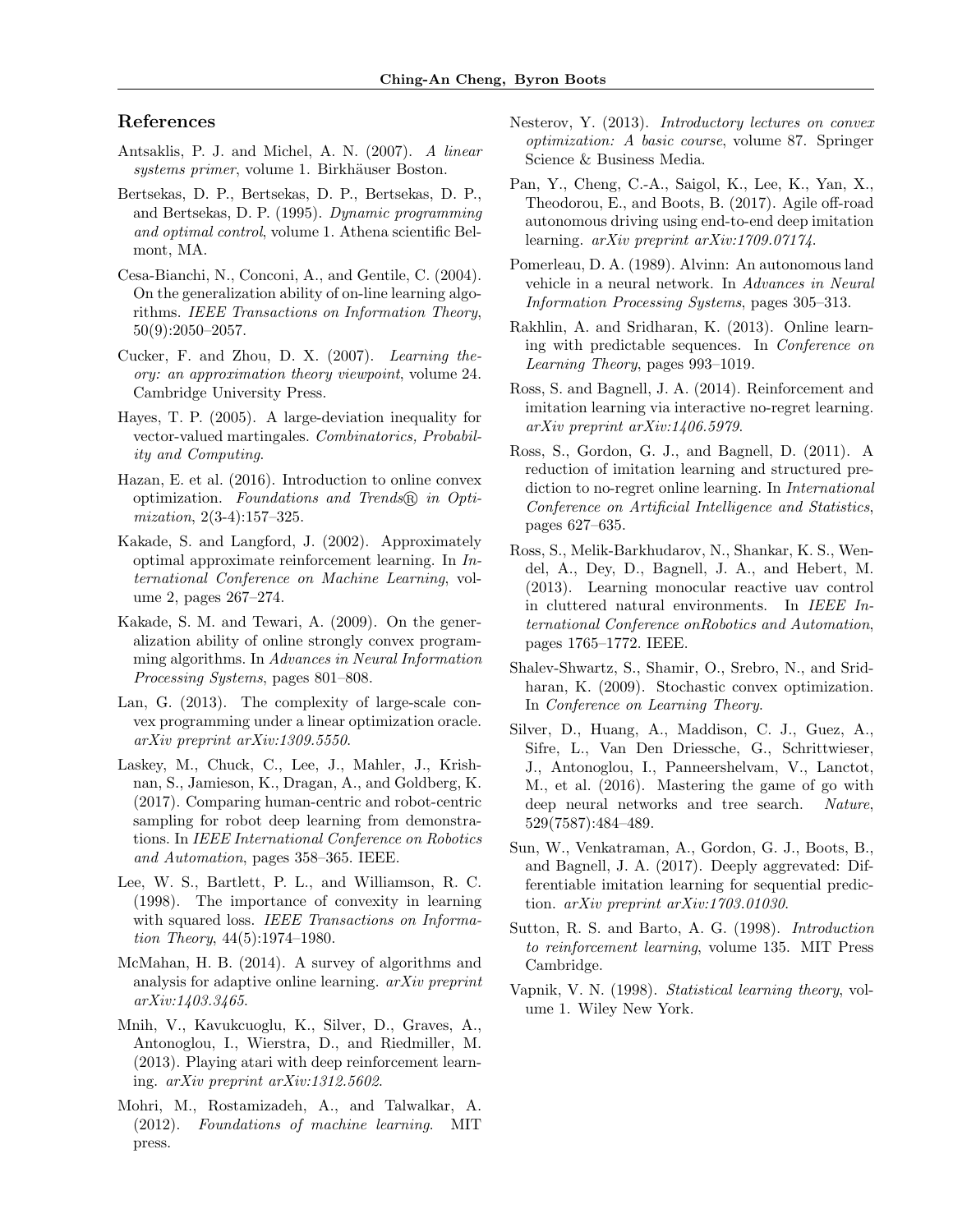## References

Antsaklis, P. J. and Michel, A. N. (2007). *A linear systems primer*, volume 1. Birkhäuser Boston.

Bertsekas, D. P., Bertsekas, D. P., Bertsekas, D. P., and Bertsekas, D. P. (1995). *Dynamic programming and optimal control*, volume 1. Athena scientific Belmont, MA.

Cesa-Bianchi, N., Conconi, A., and Gentile, C. (2004). On the generalization ability of on-line learning algorithms. *IEEE Transactions on Information Theory*, 50(9):2050–2057.

Cucker, F. and Zhou, D. X. (2007). *Learning theory: an approximation theory viewpoint*, volume 24. Cambridge University Press.

Hayes, T. P. (2005). A large-deviation inequality for vector-valued martingales. *Combinatorics, Probability and Computing*.

Hazan, E. et al. (2016). Introduction to online convex optimization. *Foundations and Trends® in Optimization*, 2(3-4):157–325.

Kakade, S. and Langford, J. (2002). Approximately optimal approximate reinforcement learning. In *International Conference on Machine Learning*, volume 2, pages 267–274.

Kakade, S. M. and Tewari, A. (2009). On the generalization ability of online strongly convex programming algorithms. In *Advances in Neural Information Processing Systems*, pages 801–808.

Lan, G. (2013). The complexity of large-scale convex programming under a linear optimization oracle. *arXiv preprint arXiv:1309.5550*.

Laskey, M., Chuck, C., Lee, J., Mahler, J., Krishnan, S., Jamieson, K., Dragan, A., and Goldberg, K. (2017). Comparing human-centric and robot-centric sampling for robot deep learning from demonstrations. In *IEEE International Conference on Robotics and Automation*, pages 358–365. IEEE.

Lee, W. S., Bartlett, P. L., and Williamson, R. C. (1998). The importance of convexity in learning with squared loss. *IEEE Transactions on Information Theory*, 44(5):1974–1980.

McMahan, H. B. (2014). A survey of algorithms and analysis for adaptive online learning. *arXiv preprint arXiv:1403.3465*.

Mnih, V., Kavukcuoglu, K., Silver, D., Graves, A., Antonoglou, I., Wierstra, D., and Riedmiller, M. (2013). Playing atari with deep reinforcement learning. *arXiv preprint arXiv:1312.5602*.

Mohri, M., Rostamizadeh, A., and Talwalkar, A. (2012). *Foundations of machine learning*. MIT press.

Nesterov, Y. (2013). *Introductory lectures on convex optimization: A basic course*, volume 87. Springer Science & Business Media.

Pan, Y., Cheng, C.-A., Saigol, K., Lee, K., Yan, X., Theodorou, E., and Boots, B. (2017). Agile off-road autonomous driving using end-to-end deep imitation learning. *arXiv preprint arXiv:1709.07174*.

Pomerleau, D. A. (1989). Alvinn: An autonomous land vehicle in a neural network. In *Advances in Neural Information Processing Systems*, pages 305–313.

Rakhlin, A. and Sridharan, K. (2013). Online learning with predictable sequences. In *Conference on Learning Theory*, pages 993–1019.

Ross, S. and Bagnell, J. A. (2014). Reinforcement and imitation learning via interactive no-regret learning. *arXiv preprint arXiv:1406.5979*.

Ross, S., Gordon, G. J., and Bagnell, D. (2011). A reduction of imitation learning and structured prediction to no-regret online learning. In *International Conference on Artificial Intelligence and Statistics*, pages 627–635.

Ross, S., Melik-Barkhudarov, N., Shankar, K. S., Wendel, A., Dey, D., Bagnell, J. A., and Hebert, M. (2013). Learning monocular reactive uav control in cluttered natural environments. In *IEEE International Conference onRobotics and Automation*, pages 1765–1772. IEEE.

Shalev-Shwartz, S., Shamir, O., Srebro, N., and Sridharan, K. (2009). Stochastic convex optimization. In *Conference on Learning Theory*.

Silver, D., Huang, A., Maddison, C. J., Guez, A., Sifre, L., Van Den Driessche, G., Schrittwieser, J., Antonoglou, I., Panneershelvam, V., Lanctot, M., et al. (2016). Mastering the game of go with deep neural networks and tree search. *Nature*, 529(7587):484–489.

Sun, W., Venkatraman, A., Gordon, G. J., Boots, B., and Bagnell, J. A. (2017). Deeply aggrevated: Differentiable imitation learning for sequential prediction. *arXiv preprint arXiv:1703.01030*.

Sutton, R. S. and Barto, A. G. (1998). *Introduction to reinforcement learning*, volume 135. MIT Press Cambridge.

Vapnik, V. N. (1998). *Statistical learning theory*, volume 1. Wiley New York.